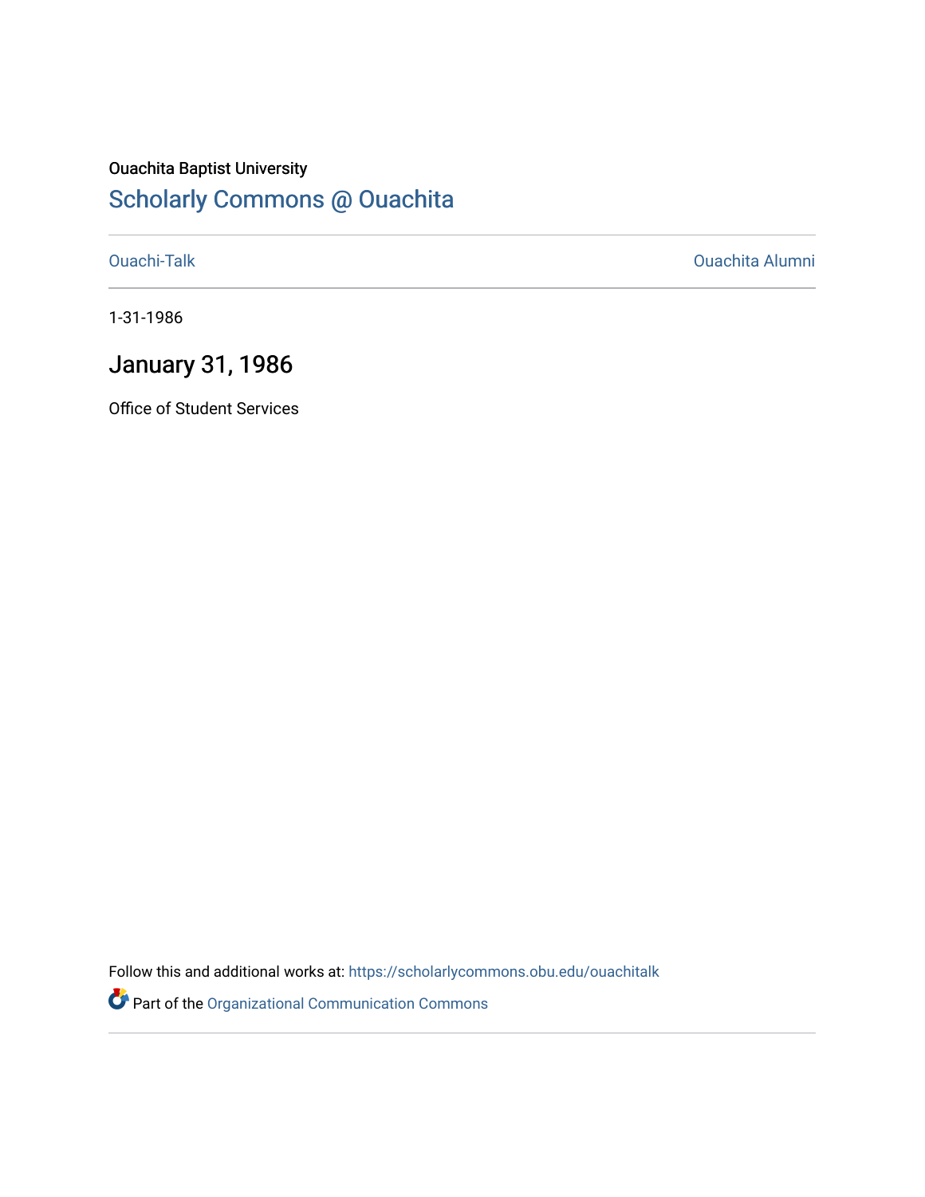Ouachita Baptist University

## Scholarly Commons @ Ouachita

Ouachi-Talk

Ouachita Alumni

1-31-1986

# January 31, 1986

Office of Student Services

Follow this and additional works at: https://scholarlycommons.obu.edu/ouachitalk

Part of the Organizational Communication Commons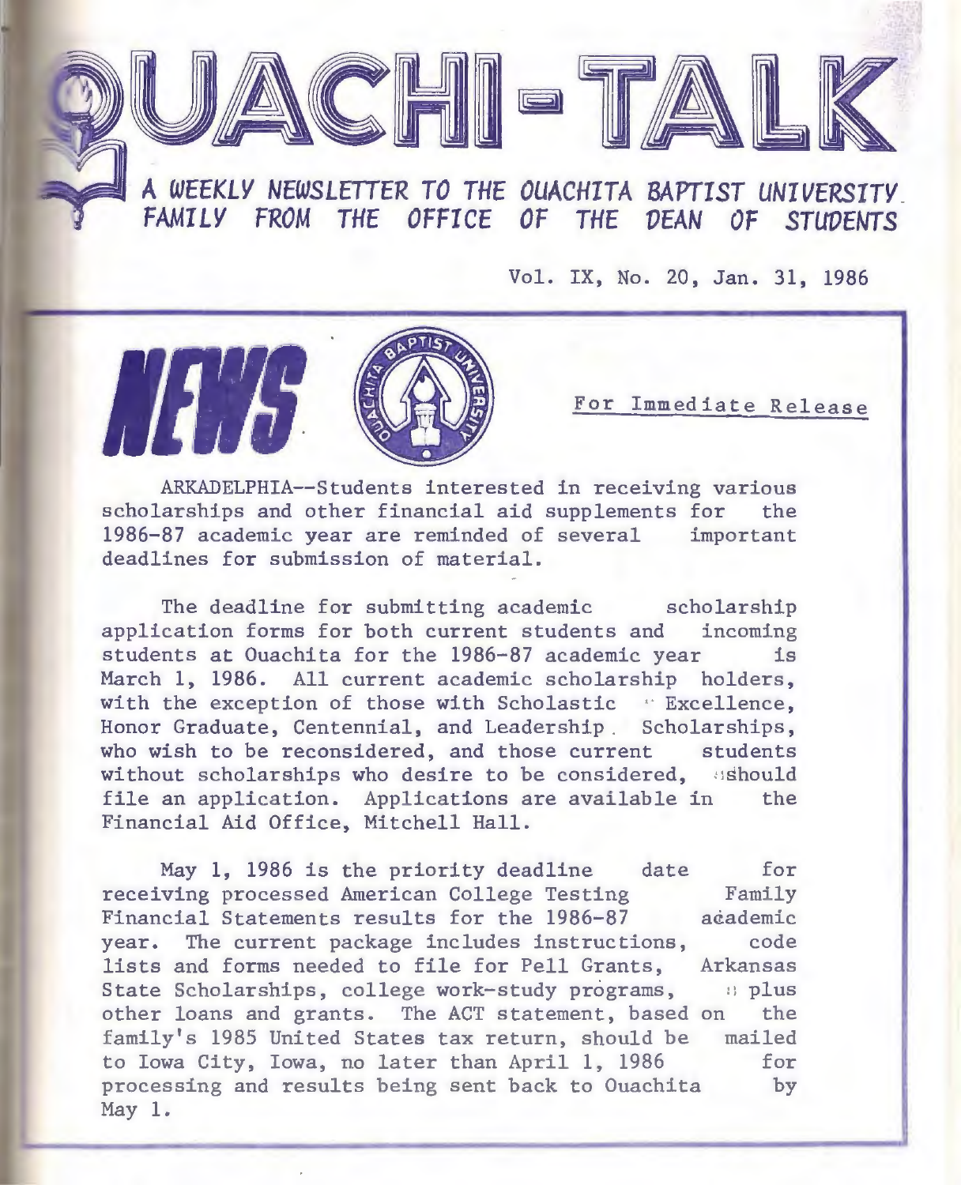# OUACHI-TALK

*A WEEKLY NEWSLETTER TO THE OUACHITA BAPTIST UNIVERSITY FAMILY FROM THE OFFICE OF THE DEAN OF STUDENTS*

Vol. IX, No. 20, Jan. 31, 1986

**NEWS**

For Immediate Release

ARKADELPHIA--Students interested in receiving various scholarships and other financial aid supplements for the 1986-87 academic year are reminded of several important deadlines for submission of material.

The deadline for submitting academic scholarship application forms for both current students and incoming students at Ouachita for the 1986-87 academic year is March 1, 1986. All current academic scholarship holders, with the exception of those with Scholastic Excellence, Honor Graduate, Centennial, and Leadership Scholarships, who wish to be reconsidered, and those current students without scholarships who desire to be considered, should file an application. Applications are available in the Financial Aid Office, Mitchell Hall.

May 1, 1986 is the priority deadline date for receiving processed American College Testing Family Financial Statements results for the 1986-87 academic year. The current package includes instructions, code lists and forms needed to file for Pell Grants, Arkansas State Scholarships, college work-study programs, plus other loans and grants. The ACT statement, based on the family's 1985 United States tax return, should be mailed to Iowa City, Iowa, no later than April 1, 1986 for processing and results being sent back to Ouachita by May 1.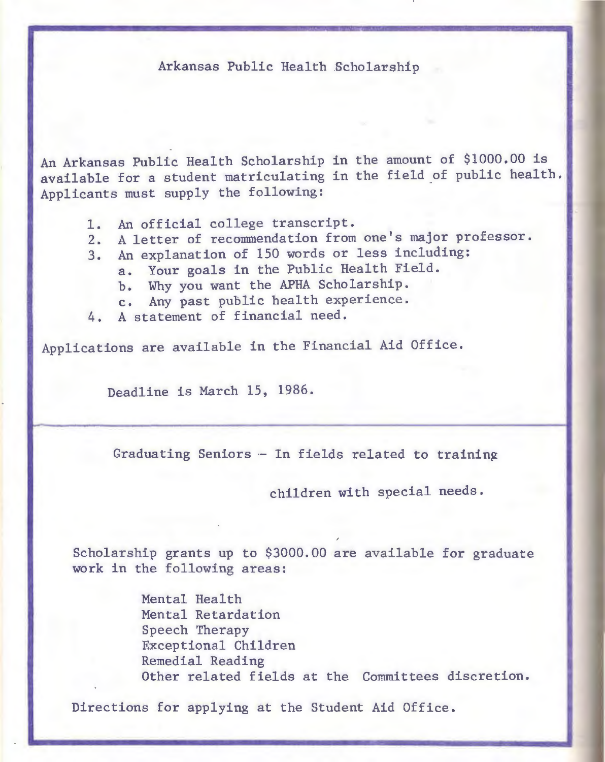## Arkansas Public Health Scholarship

An Arkansas Public Health Scholarship in the amount of $1000.00 is available for a student matriculating in the field of public health. Applicants must supply the following:

1. An official college transcript.
2. A letter of recommendation from one's major professor.
3. An explanation of 150 words or less including:
   a. Your goals in the Public Health Field.
   b. Why you want the APHA Scholarship.
   c. Any past public health experience.
4. A statement of financial need.

Applications are available in the Financial Aid Office.

Deadline is March 15, 1986.

---

## Graduating Seniors - In fields related to training children with special needs.

Scholarship grants up to $3000.00 are available for graduate work in the following areas:

- Mental Health
- Mental Retardation
- Speech Therapy
- Exceptional Children
- Remedial Reading
- Other related fields at the Committees discretion.

Directions for applying at the Student Aid Office.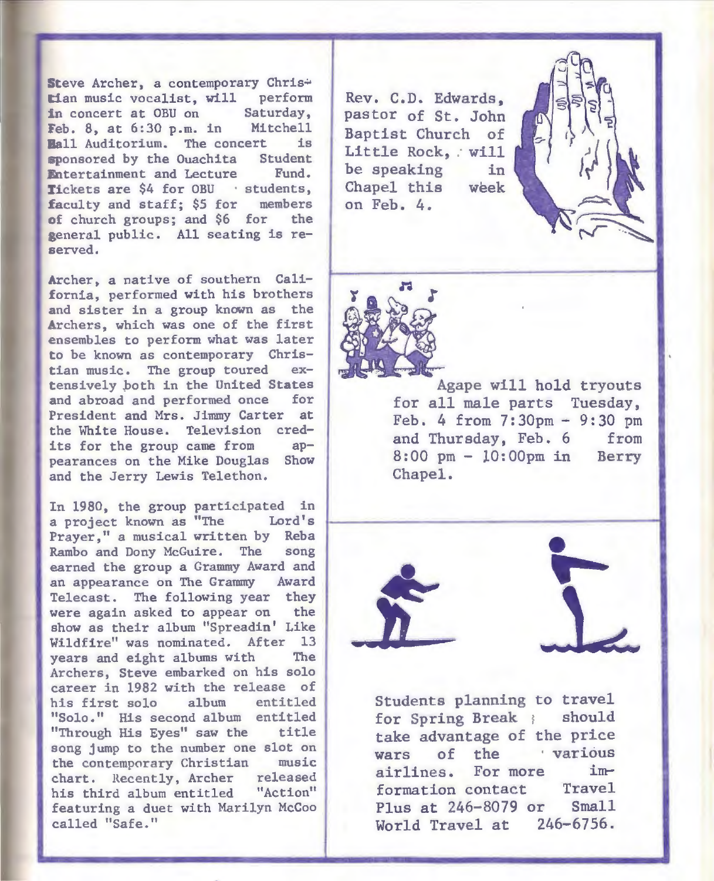Steve Archer, a contemporary Christian music vocalist, will perform in concert at OBU on Saturday, Feb. 8, at 6:30 p.m. in Mitchell Hall Auditorium. The concert is sponsored by the Ouachita Student Entertainment and Lecture Fund. Tickets are $4 for OBU students, faculty and staff; $5 for members of church groups; and $6 for the general public. All seating is reserved.

Archer, a native of southern California, performed with his brothers and sister in a group known as the Archers, which was one of the first ensembles to perform what was later to be known as contemporary Christian music. The group toured extensively both in the United States and abroad and performed once for President and Mrs. Jimmy Carter at the White House. Television credits for the group came from appearances on the Mike Douglas Show and the Jerry Lewis Telethon.

In 1980, the group participated in a project known as "The Lord's Prayer," a musical written by Reba Rambo and Dony McGuire. The song earned the group a Grammy Award and an appearance on The Grammy Award Telecast. The following year they were again asked to appear on the show as their album "Spreadin' Like Wildfire" was nominated. After 13 years and eight albums with The Archers, Steve embarked on his solo career in 1982 with the release of his first solo album entitled "Solo." His second album entitled "Through His Eyes" saw the title song jump to the number one slot on the contemporary Christian music chart. Recently, Archer released his third album entitled "Action" featuring a duet with Marilyn McCoo called "Safe."

Rev. C.D. Edwards, pastor of St. John Baptist Church of Little Rock, will be speaking in Chapel this week on Feb. 4.

Agape will hold tryouts for all male parts Tuesday, Feb. 4 from 7:30pm - 9:30 pm and Thursday, Feb. 6 from 8:00 pm - 10:00pm in Berry Chapel.

Students planning to travel for Spring Break should take advantage of the price wars of the various airlines. For more information contact Travel Plus at 246-8079 or Small World Travel at 246-6756.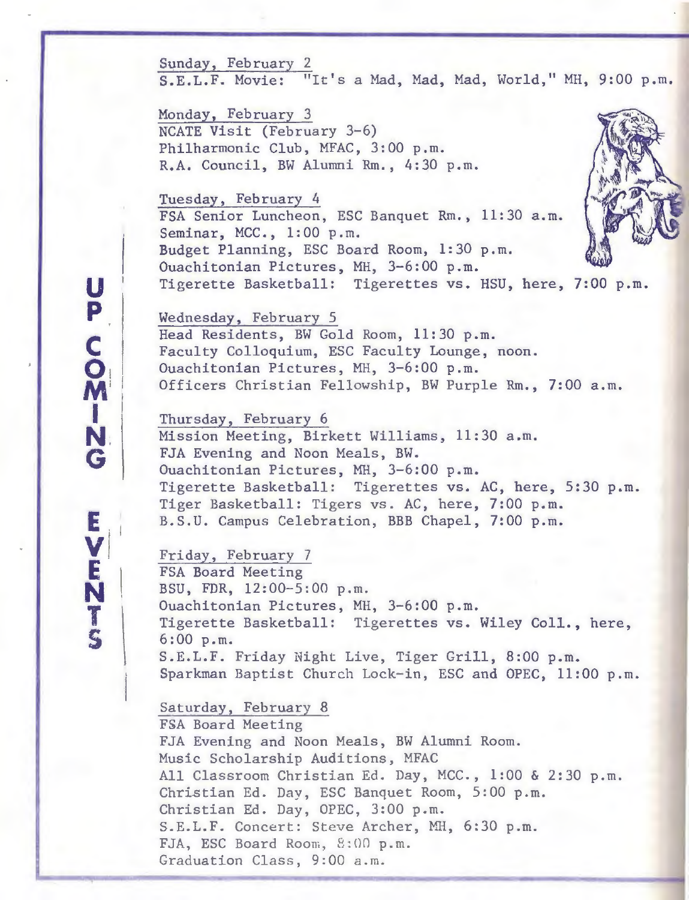# UPCOMING EVENTS

Sunday, February 2

S.E.L.F. Movie: "It's a Mad, Mad, Mad, World," MH, 9:00 p.m.

Monday, February 3

NCATE Visit (February 3-6)
Philharmonic Club, MFAC, 3:00 p.m.
R.A. Council, BW Alumni Rm., 4:30 p.m.

Tuesday, February 4

FSA Senior Luncheon, ESC Banquet Rm., 11:30 a.m.
Seminar, MCC., 1:00 p.m.
Budget Planning, ESC Board Room, 1:30 p.m.
Ouachitonian Pictures, MH, 3-6:00 p.m.
Tigerette Basketball: Tigerettes vs. HSU, here, 7:00 p.m.

Wednesday, February 5

Head Residents, BW Gold Room, 11:30 p.m.
Faculty Colloquium, ESC Faculty Lounge, noon.
Ouachitonian Pictures, MH, 3-6:00 p.m.
Officers Christian Fellowship, BW Purple Rm., 7:00 a.m.

Thursday, February 6

Mission Meeting, Birkett Williams, 11:30 a.m.
FJA Evening and Noon Meals, BW.
Ouachitonian Pictures, MH, 3-6:00 p.m.
Tigerette Basketball: Tigerettes vs. AC, here, 5:30 p.m.
Tiger Basketball: Tigers vs. AC, here, 7:00 p.m.
B.S.U. Campus Celebration, BBB Chapel, 7:00 p.m.

Friday, February 7

FSA Board Meeting
BSU, FDR, 12:00-5:00 p.m.
Ouachitonian Pictures, MH, 3-6:00 p.m.
Tigerette Basketball: Tigerettes vs. Wiley Coll., here, 6:00 p.m.
S.E.L.F. Friday Night Live, Tiger Grill, 8:00 p.m.
Sparkman Baptist Church Lock-in, ESC and OPEC, 11:00 p.m.

Saturday, February 8

FSA Board Meeting
FJA Evening and Noon Meals, BW Alumni Room.
Music Scholarship Auditions, MFAC
All Classroom Christian Ed. Day, MCC., 1:00 & 2:30 p.m.
Christian Ed. Day, ESC Banquet Room, 5:00 p.m.
Christian Ed. Day, OPEC, 3:00 p.m.
S.E.L.F. Concert: Steve Archer, MH, 6:30 p.m.
FJA, ESC Board Room, 8:00 p.m.
Graduation Class, 9:00 a.m.